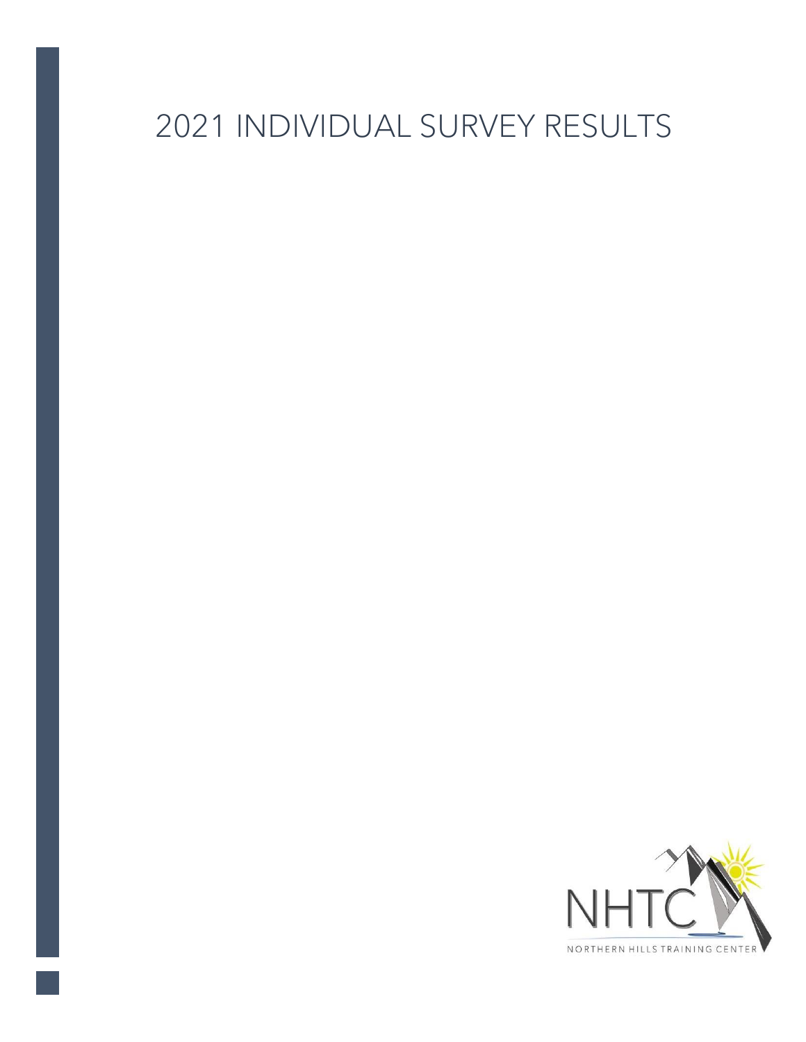# 2021 INDIVIDUAL SURVEY RESULTS

NHTC

NORTHERN HILLS TRAINING CENTER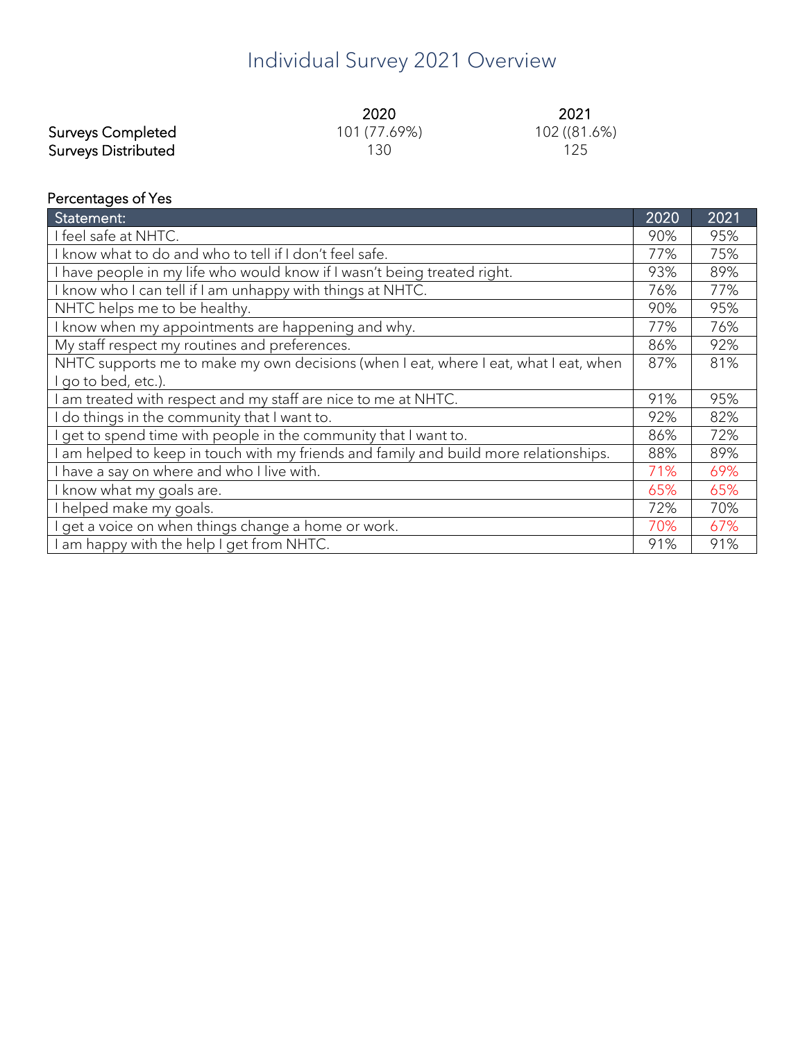# Individual Survey 2021 Overview

| | 2020 | 2021 |
|---|---|---|
| **Surveys Completed** | 101 (77.69%) | 102 ((81.6%) |
| **Surveys Distributed** | 130 | 125 |

Percentages of Yes

| Statement: | 2020 | 2021 |
|---|---|---|
| I feel safe at NHTC. | 90% | 95% |
| I know what to do and who to tell if I don't feel safe. | 77% | 75% |
| I have people in my life who would know if I wasn't being treated right. | 93% | 89% |
| I know who I can tell if I am unhappy with things at NHTC. | 76% | 77% |
| NHTC helps me to be healthy. | 90% | 95% |
| I know when my appointments are happening and why. | 77% | 76% |
| My staff respect my routines and preferences. | 86% | 92% |
| NHTC supports me to make my own decisions (when I eat, where I eat, what I eat, when I go to bed, etc.). | 87% | 81% |
| I am treated with respect and my staff are nice to me at NHTC. | 91% | 95% |
| I do things in the community that I want to. | 92% | 82% |
| I get to spend time with people in the community that I want to. | 86% | 72% |
| I am helped to keep in touch with my friends and family and build more relationships. | 88% | 89% |
| I have a say on where and who I live with. | 71% | 69% |
| I know what my goals are. | 65% | 65% |
| I helped make my goals. | 72% | 70% |
| I get a voice on when things change a home or work. | 70% | 67% |
| I am happy with the help I get from NHTC. | 91% | 91% |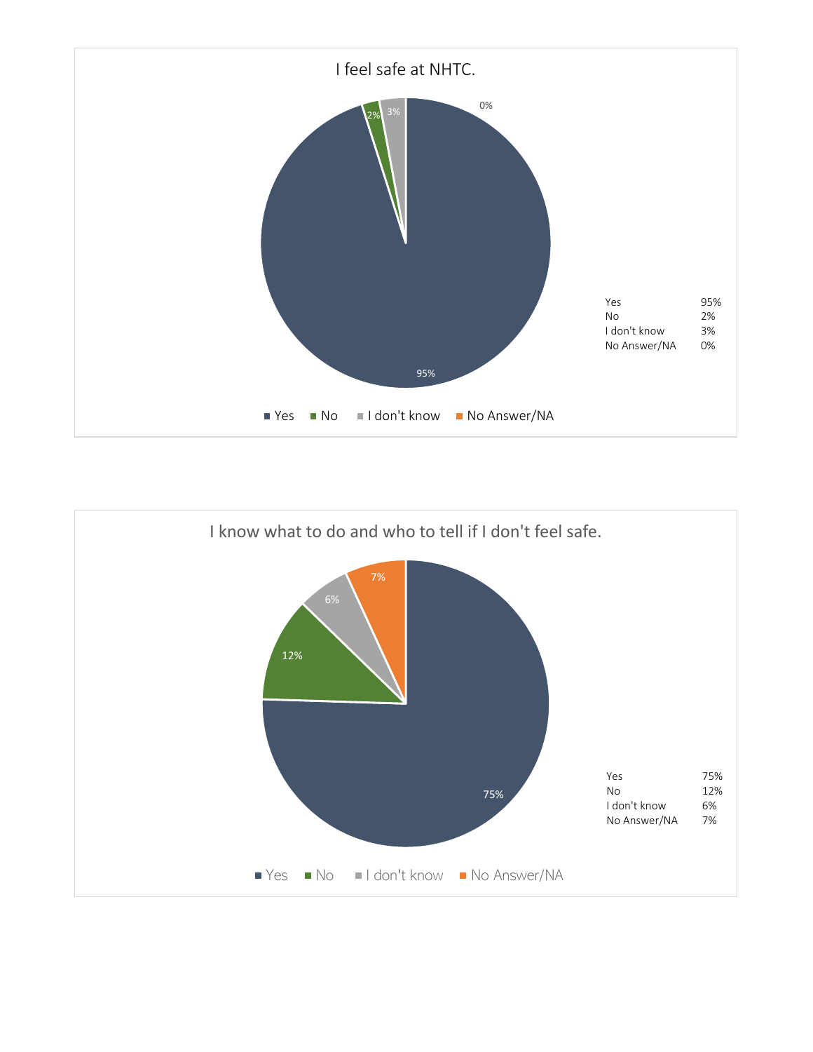## I feel safe at NHTC.

| | |
|---|---|
| Yes | 95% |
| No | 2% |
| I don't know | 3% |
| No Answer/NA | 0% |

## I know what to do and who to tell if I don't feel safe.

| | |
|---|---|
| Yes | 75% |
| No | 12% |
| I don't know | 6% |
| No Answer/NA | 7% |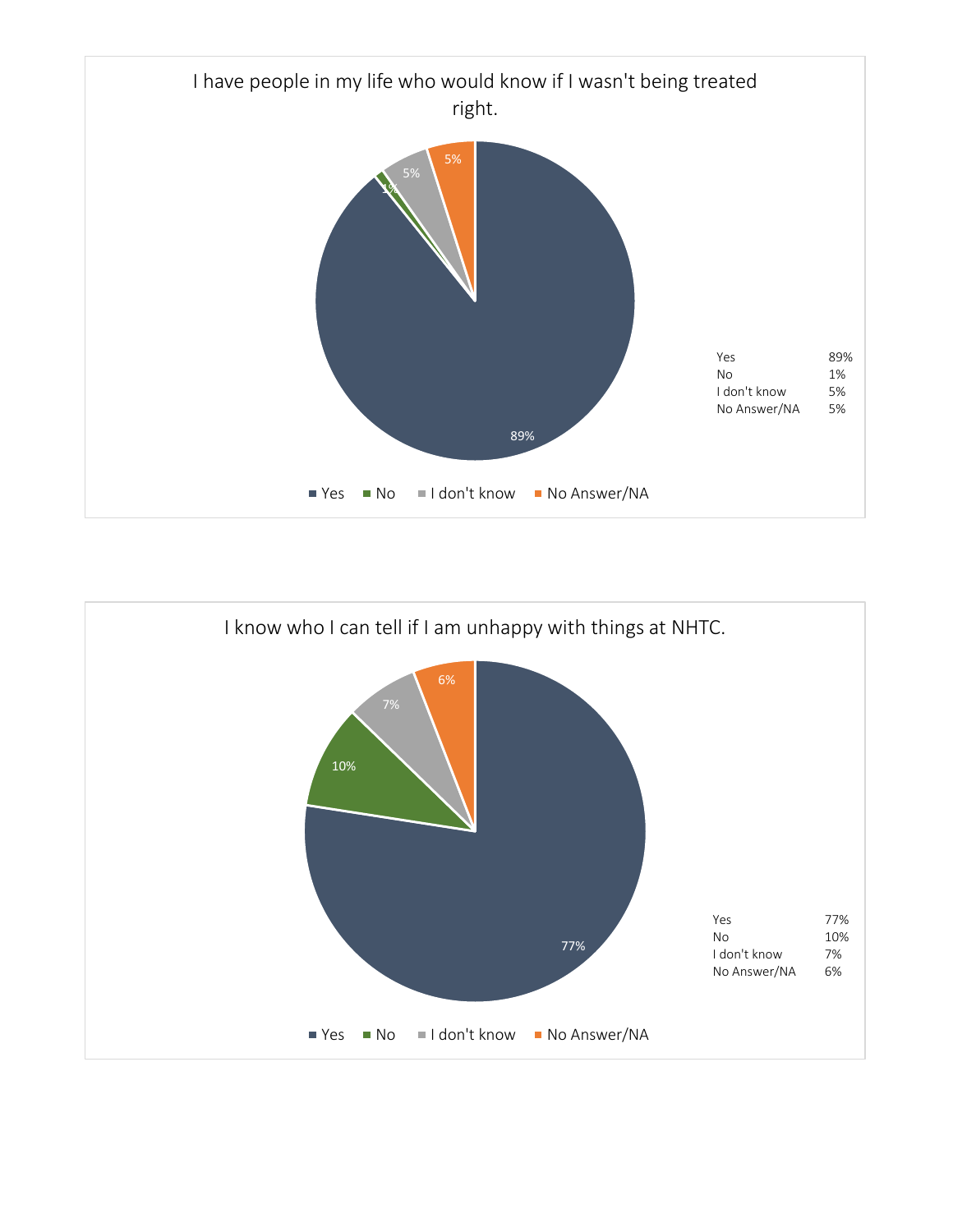## I have people in my life who would know if I wasn't being treated right.

| | |
|---|---|
| Yes | 89% |
| No | 1% |
| I don't know | 5% |
| No Answer/NA | 5% |

## I know who I can tell if I am unhappy with things at NHTC.

| | |
|---|---|
| Yes | 77% |
| No | 10% |
| I don't know | 7% |
| No Answer/NA | 6% |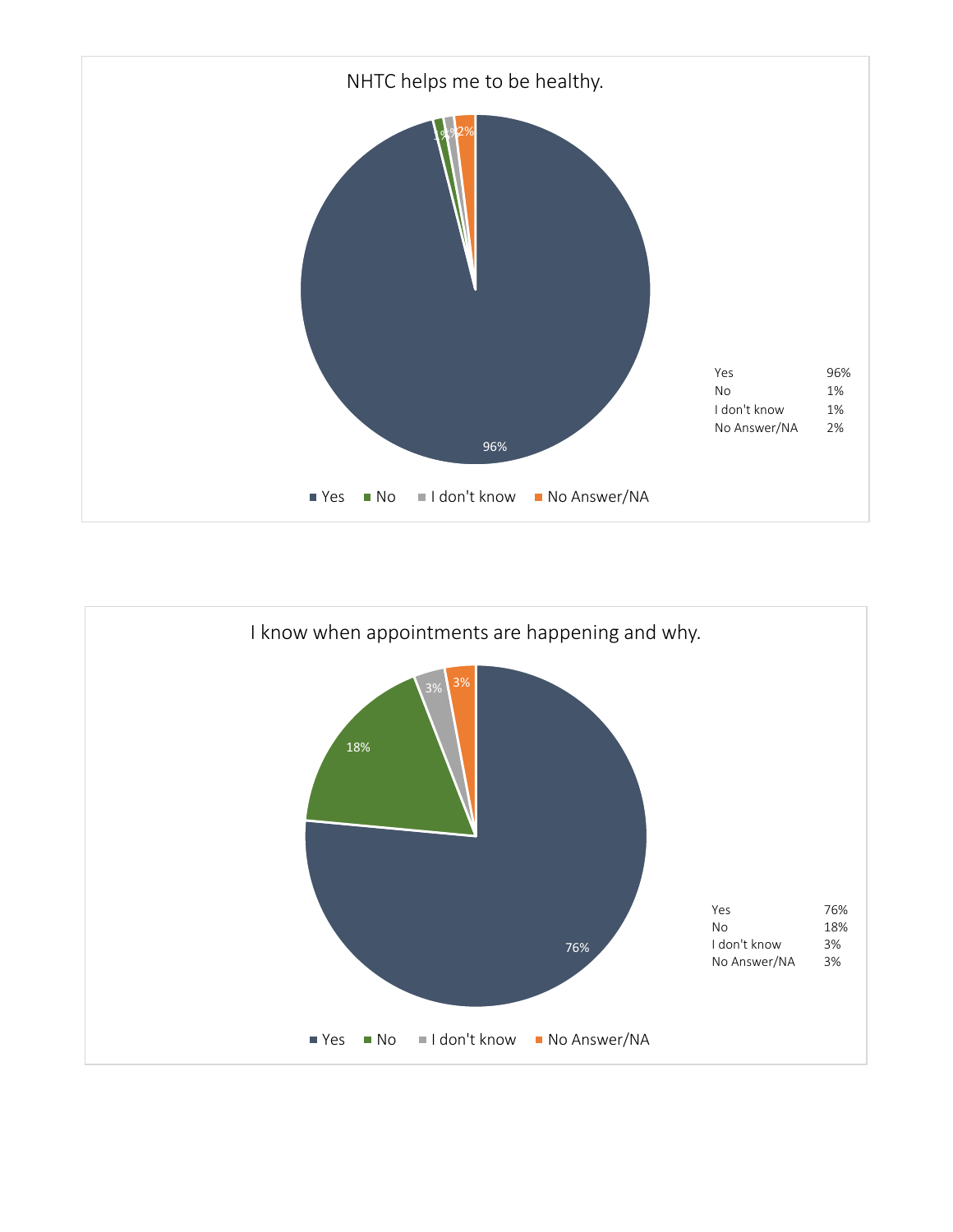## NHTC helps me to be healthy.

| Response | Percent |
| --- | --- |
| Yes | 96% |
| No | 1% |
| I don't know | 1% |
| No Answer/NA | 2% |

## I know when appointments are happening and why.

| Response | Percent |
| --- | --- |
| Yes | 76% |
| No | 18% |
| I don't know | 3% |
| No Answer/NA | 3% |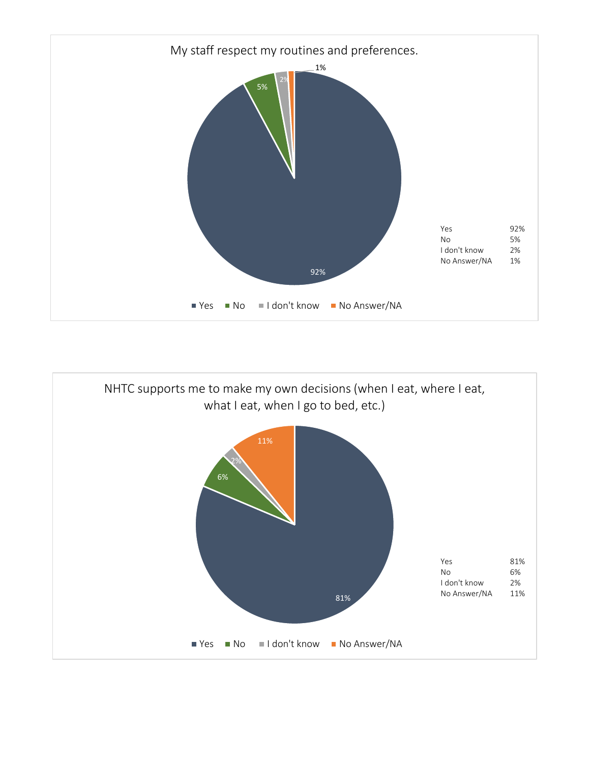## My staff respect my routines and preferences.

| Response | Percentage |
|---|---|
| Yes | 92% |
| No | 5% |
| I don't know | 2% |
| No Answer/NA | 1% |

## NHTC supports me to make my own decisions (when I eat, where I eat, what I eat, when I go to bed, etc.)

| Response | Percentage |
|---|---|
| Yes | 81% |
| No | 6% |
| I don't know | 2% |
| No Answer/NA | 11% |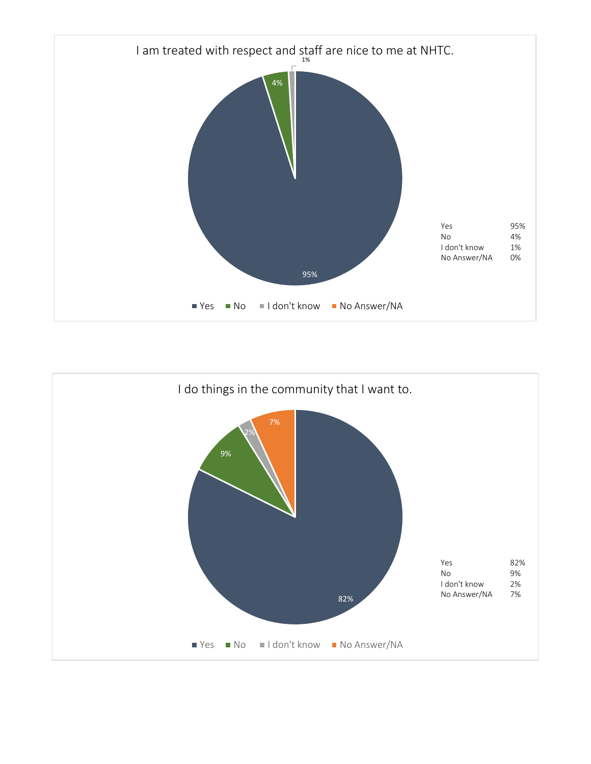## I am treated with respect and staff are nice to me at NHTC.

| Response | Percent |
|---|---|
| Yes | 95% |
| No | 4% |
| I don't know | 1% |
| No Answer/NA | 0% |

## I do things in the community that I want to.

| Response | Percent |
|---|---|
| Yes | 82% |
| No | 9% |
| I don't know | 2% |
| No Answer/NA | 7% |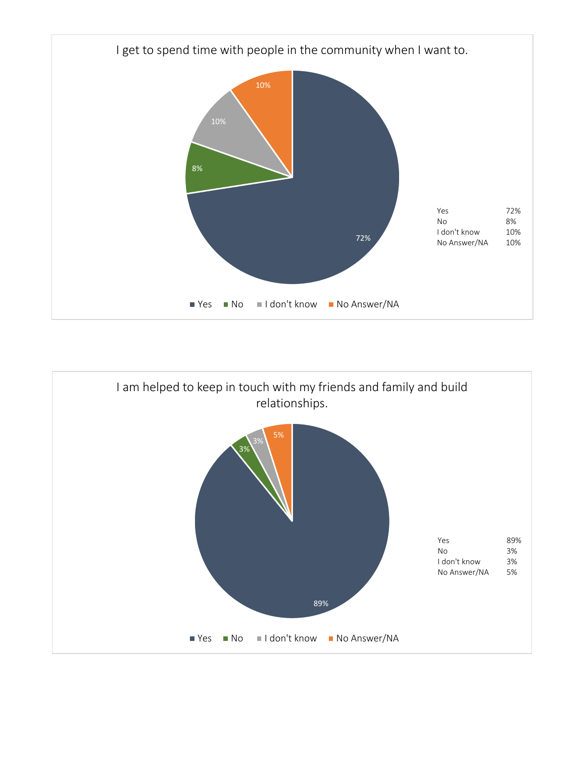## I get to spend time with people in the community when I want to.

| | |
|---|---|
| Yes | 72% |
| No | 8% |
| I don't know | 10% |
| No Answer/NA | 10% |

## I am helped to keep in touch with my friends and family and build relationships.

| | |
|---|---|
| Yes | 89% |
| No | 3% |
| I don't know | 3% |
| No Answer/NA | 5% |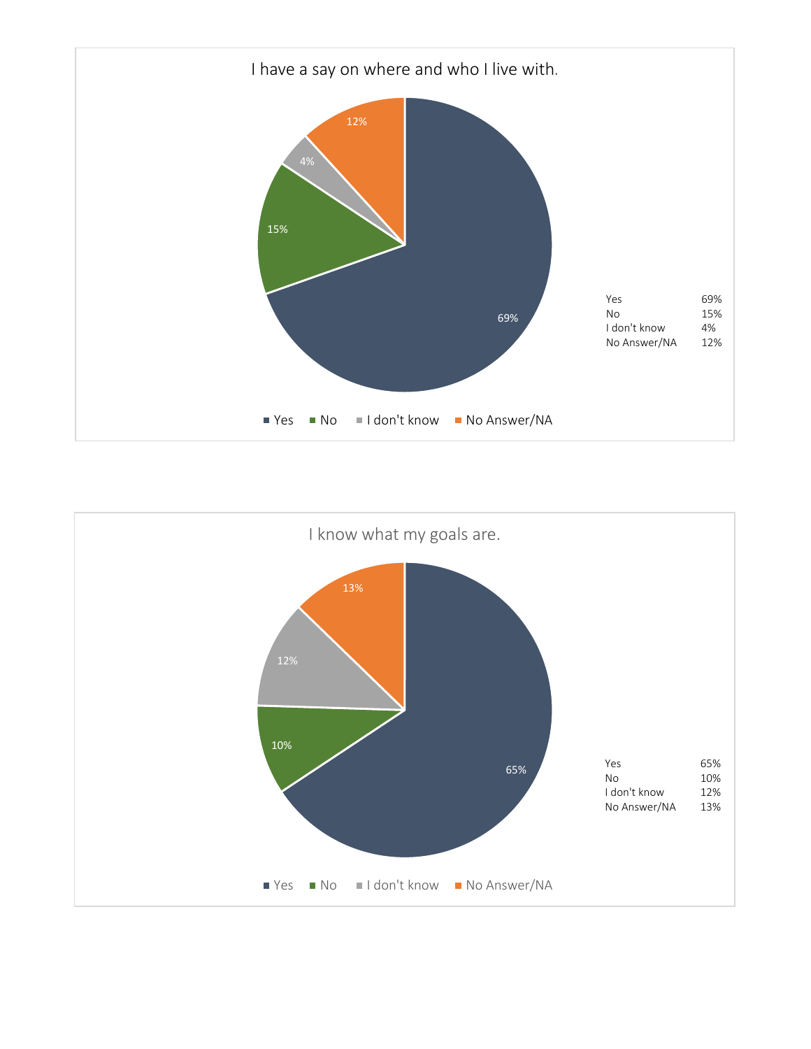## I have a say on where and who I live with.

| | |
|---|---|
| Yes | 69% |
| No | 15% |
| I don't know | 4% |
| No Answer/NA | 12% |

■ Yes ■ No ■ I don't know ■ No Answer/NA

## I know what my goals are.

| | |
|---|---|
| Yes | 65% |
| No | 10% |
| I don't know | 12% |
| No Answer/NA | 13% |

■ Yes ■ No ■ I don't know ■ No Answer/NA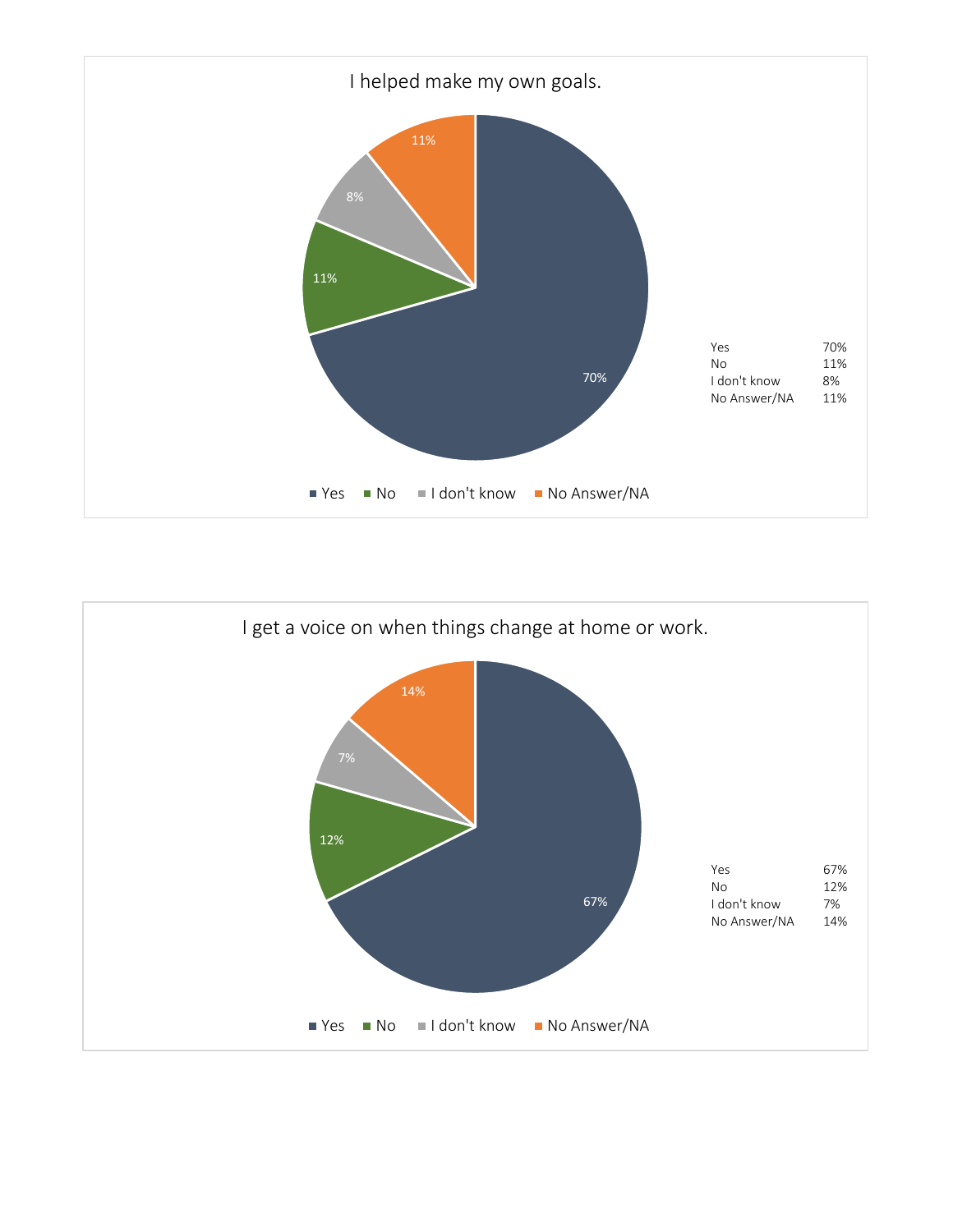## I helped make my own goals.

| Response | Percent |
| --- | --- |
| Yes | 70% |
| No | 11% |
| I don't know | 8% |
| No Answer/NA | 11% |

## I get a voice on when things change at home or work.

| Response | Percent |
| --- | --- |
| Yes | 67% |
| No | 12% |
| I don't know | 7% |
| No Answer/NA | 14% |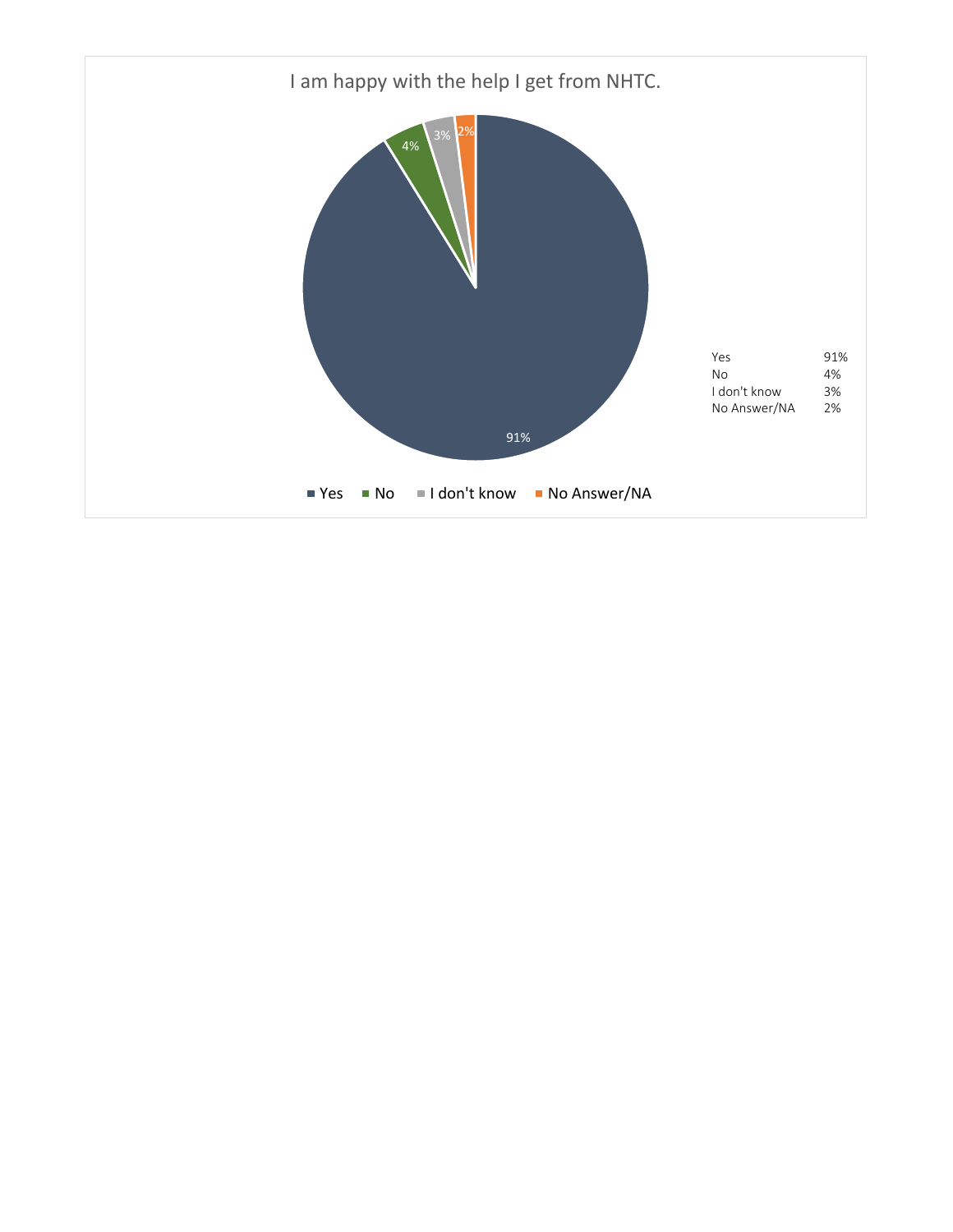I am happy with the help I get from NHTC.

| | |
|---|---|
| Yes | 91% |
| No | 4% |
| I don't know | 3% |
| No Answer/NA | 2% |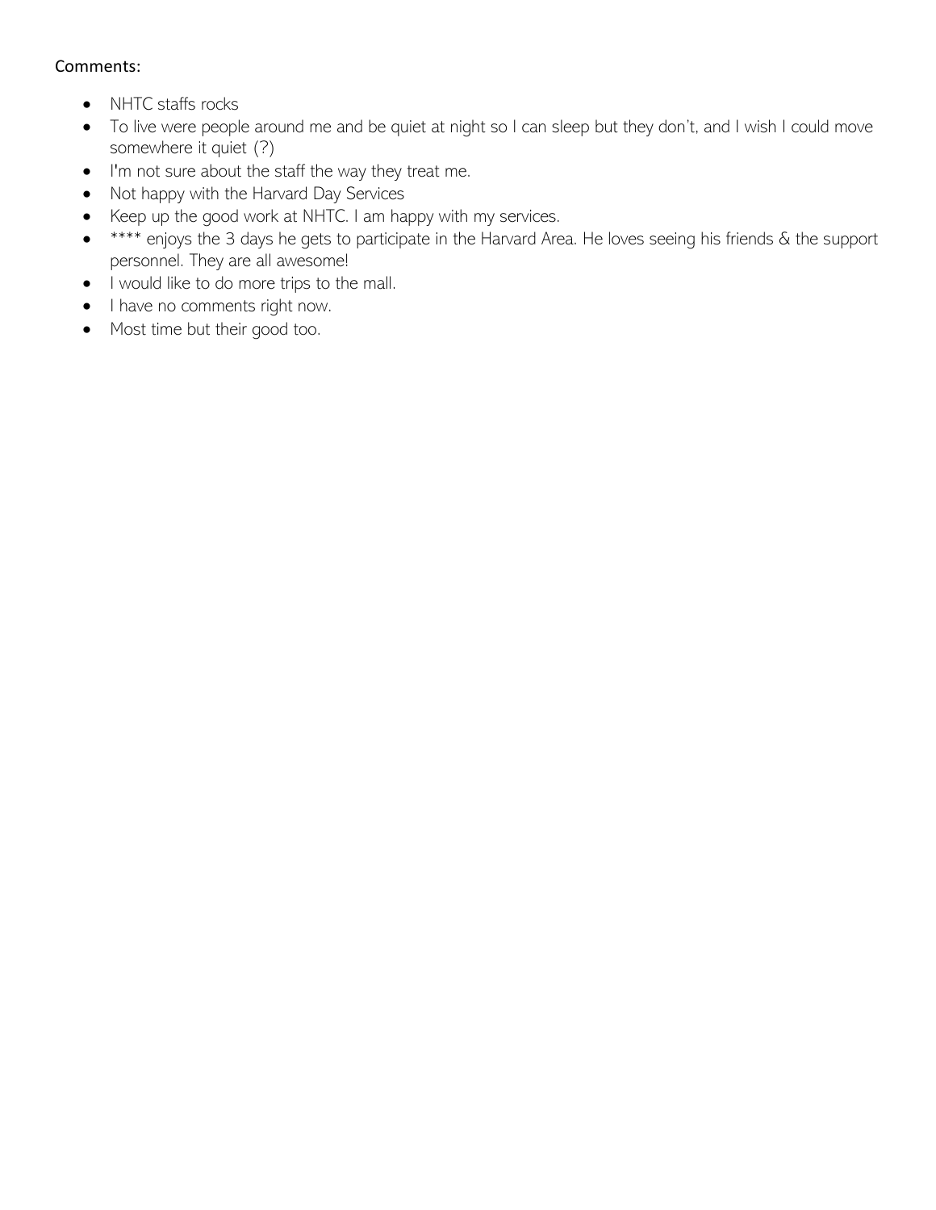Comments:

- NHTC staffs rocks
- To live were people around me and be quiet at night so I can sleep but they don't, and I wish I could move somewhere it quiet (?)
- I'm not sure about the staff the way they treat me.
- Not happy with the Harvard Day Services
- Keep up the good work at NHTC. I am happy with my services.
- **** enjoys the 3 days he gets to participate in the Harvard Area. He loves seeing his friends & the support personnel. They are all awesome!
- I would like to do more trips to the mall.
- I have no comments right now.
- Most time but their good too.